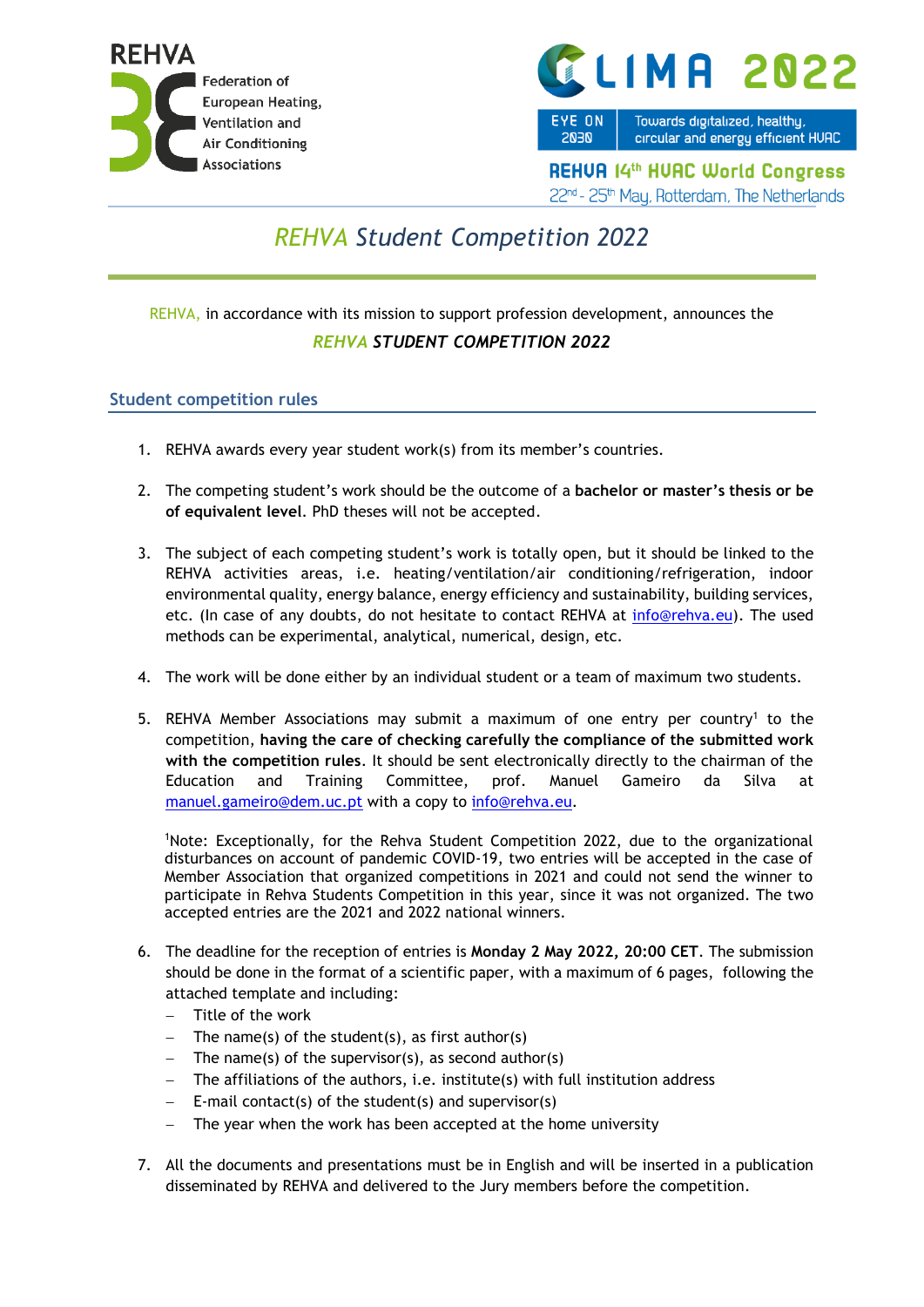REHVA Federation of European Heating, Ventilation and Air Conditioning Associations

CLIMA 2022

EYE ON 2030 — Towards digitalized, healthy, circular and energy efficient HVAC

REHVA 14th HVAC World Congress

22nd - 25th May, Rotterdam, The Netherlands

# *REHVA Student Competition 2022*

REHVA, in accordance with its mission to support profession development, announces the

***REHVA STUDENT COMPETITION 2022***

## Student competition rules

1. REHVA awards every year student work(s) from its member's countries.

2. The competing student's work should be the outcome of a **bachelor or master's thesis or be of equivalent level**. PhD theses will not be accepted.

3. The subject of each competing student's work is totally open, but it should be linked to the REHVA activities areas, i.e. heating/ventilation/air conditioning/refrigeration, indoor environmental quality, energy balance, energy efficiency and sustainability, building services, etc. (In case of any doubts, do not hesitate to contact REHVA at info@rehva.eu). The used methods can be experimental, analytical, numerical, design, etc.

4. The work will be done either by an individual student or a team of maximum two students.

5. REHVA Member Associations may submit a maximum of one entry per country[1] to the competition, **having the care of checking carefully the compliance of the submitted work with the competition rules**. It should be sent electronically directly to the chairman of the Education and Training Committee, prof. Manuel Gameiro da Silva at manuel.gameiro@dem.uc.pt with a copy to info@rehva.eu.

   [1]Note: Exceptionally, for the Rehva Student Competition 2022, due to the organizational disturbances on account of pandemic COVID-19, two entries will be accepted in the case of Member Association that organized competitions in 2021 and could not send the winner to participate in Rehva Students Competition in this year, since it was not organized. The two accepted entries are the 2021 and 2022 national winners.

6. The deadline for the reception of entries is **Monday 2 May 2022, 20:00 CET**. The submission should be done in the format of a scientific paper, with a maximum of 6 pages, following the attached template and including:
   - Title of the work
   - The name(s) of the student(s), as first author(s)
   - The name(s) of the supervisor(s), as second author(s)
   - The affiliations of the authors, i.e. institute(s) with full institution address
   - E-mail contact(s) of the student(s) and supervisor(s)
   - The year when the work has been accepted at the home university

7. All the documents and presentations must be in English and will be inserted in a publication disseminated by REHVA and delivered to the Jury members before the competition.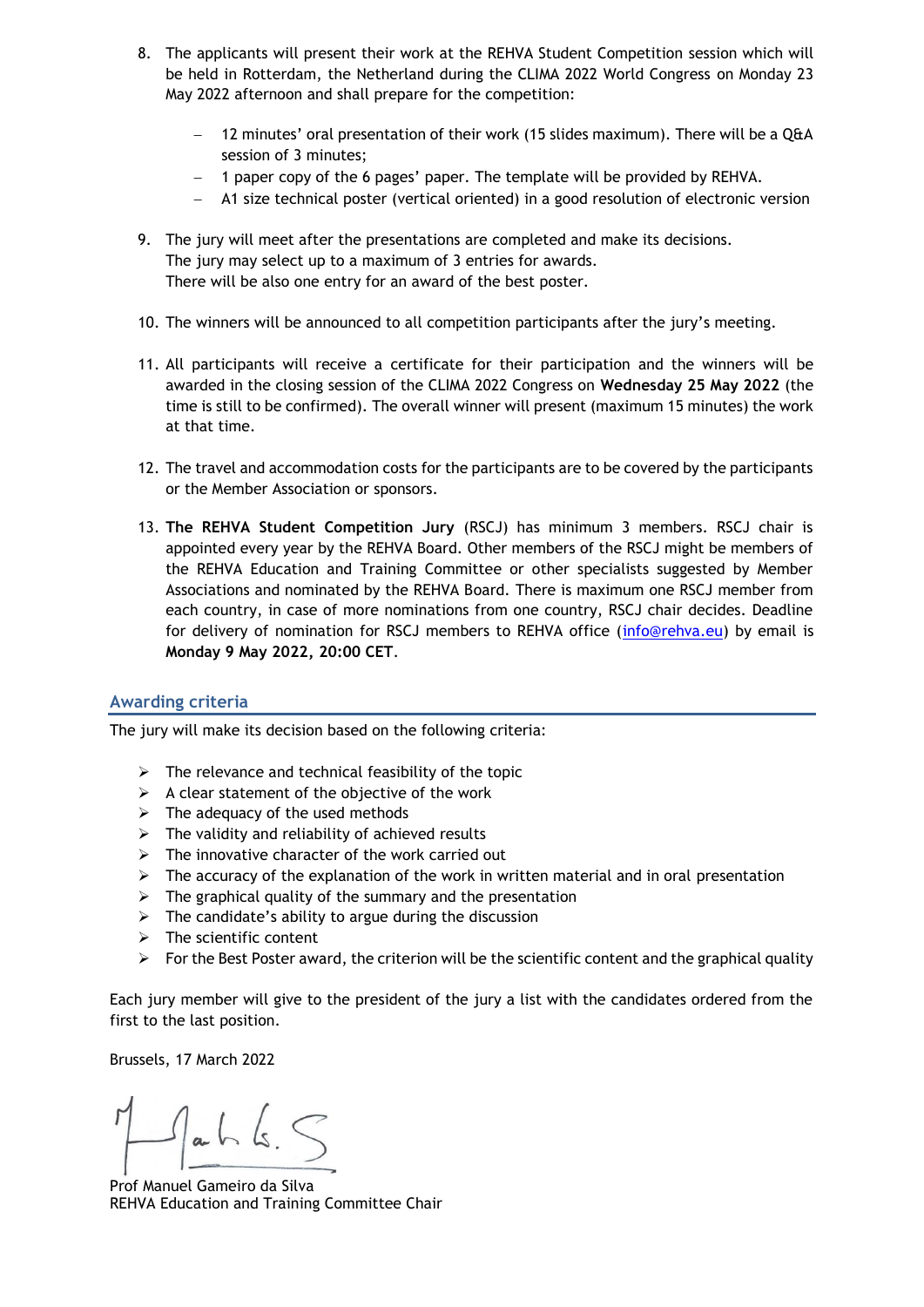8. The applicants will present their work at the REHVA Student Competition session which will be held in Rotterdam, the Netherland during the CLIMA 2022 World Congress on Monday 23 May 2022 afternoon and shall prepare for the competition:

   - 12 minutes' oral presentation of their work (15 slides maximum). There will be a Q&A session of 3 minutes;
   - 1 paper copy of the 6 pages' paper. The template will be provided by REHVA.
   - A1 size technical poster (vertical oriented) in a good resolution of electronic version

9. The jury will meet after the presentations are completed and make its decisions.
   The jury may select up to a maximum of 3 entries for awards.
   There will be also one entry for an award of the best poster.

10. The winners will be announced to all competition participants after the jury's meeting.

11. All participants will receive a certificate for their participation and the winners will be awarded in the closing session of the CLIMA 2022 Congress on **Wednesday 25 May 2022** (the time is still to be confirmed). The overall winner will present (maximum 15 minutes) the work at that time.

12. The travel and accommodation costs for the participants are to be covered by the participants or the Member Association or sponsors.

13. **The REHVA Student Competition Jury** (RSCJ) has minimum 3 members. RSCJ chair is appointed every year by the REHVA Board. Other members of the RSCJ might be members of the REHVA Education and Training Committee or other specialists suggested by Member Associations and nominated by the REHVA Board. There is maximum one RSCJ member from each country, in case of more nominations from one country, RSCJ chair decides. Deadline for delivery of nomination for RSCJ members to REHVA office (info@rehva.eu) by email is **Monday 9 May 2022, 20:00 CET**.

## Awarding criteria

The jury will make its decision based on the following criteria:

- The relevance and technical feasibility of the topic
- A clear statement of the objective of the work
- The adequacy of the used methods
- The validity and reliability of achieved results
- The innovative character of the work carried out
- The accuracy of the explanation of the work in written material and in oral presentation
- The graphical quality of the summary and the presentation
- The candidate's ability to argue during the discussion
- The scientific content
- For the Best Poster award, the criterion will be the scientific content and the graphical quality

Each jury member will give to the president of the jury a list with the candidates ordered from the first to the last position.

Brussels, 17 March 2022

Prof Manuel Gameiro da Silva
REHVA Education and Training Committee Chair